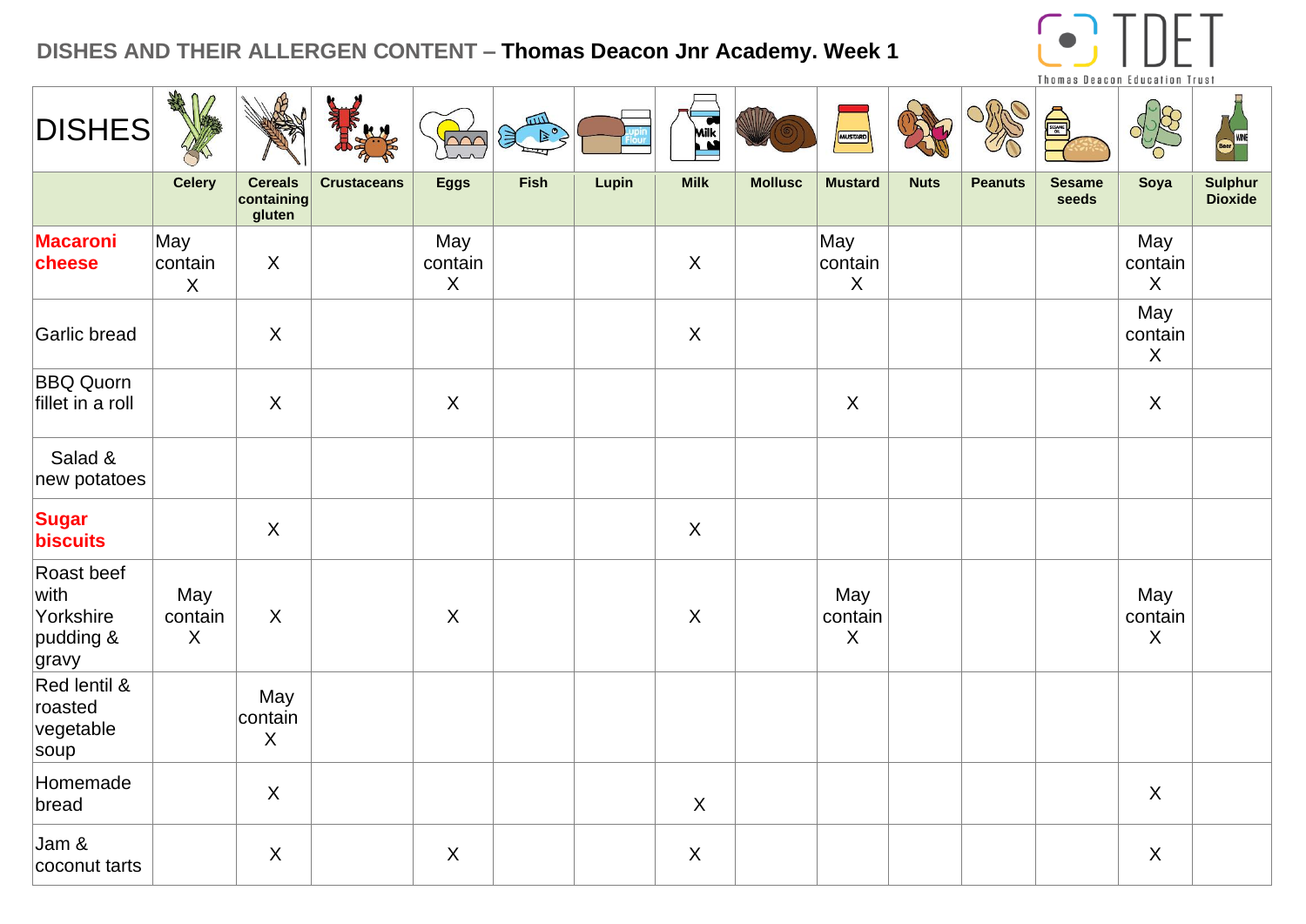## DISHES AND THEIR ALLERGEN CONTENT – **Thomas Deacon Jnr Academy. Week 1**

| DISHES | Celery | Cereals containing gluten | Crustaceans | Eggs | Fish | Lupin | Milk | Mollusc | Mustard | Nuts | Peanuts | Sesame seeds | Soya | Sulphur Dioxide |
|---|---|---|---|---|---|---|---|---|---|---|---|---|---|---|
| **Macaroni cheese** | May contain X | X | | May contain X | | | X | | May contain X | | | | May contain X | |
| Garlic bread | | X | | | | | X | | | | | | May contain X | |
| BBQ Quorn fillet in a roll | | X | | X | | | | | X | | | | X | |
| Salad & new potatoes | | | | | | | | | | | | | | |
| **Sugar biscuits** | | X | | | | | X | | | | | | | |
| Roast beef with Yorkshire pudding & gravy | May contain X | X | | X | | | X | | May contain X | | | | May contain X | |
| Red lentil & roasted vegetable soup | | May contain X | | | | | | | | | | | | |
| Homemade bread | | X | | | | | X | | | | | | X | |
| Jam & coconut tarts | | X | | X | | | X | | | | | | X | |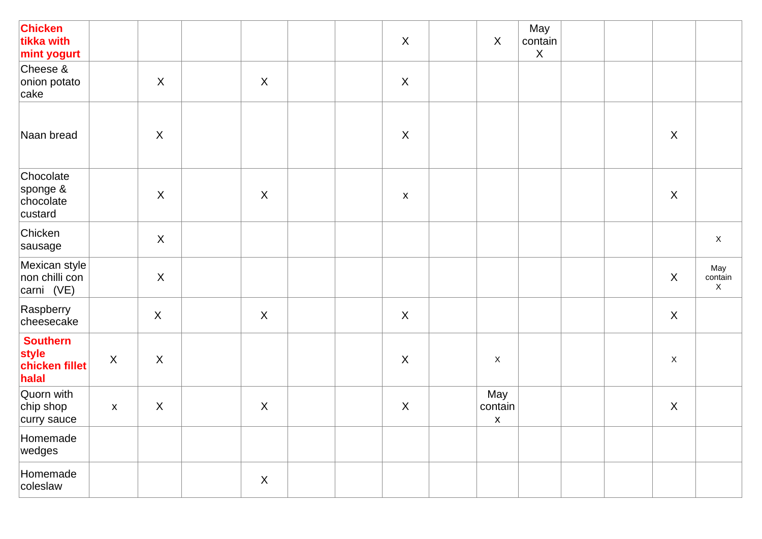| | | | | | | | | | | | | | | |
|---|---|---|---|---|---|---|---|---|---|---|---|---|---|---|
| **Chicken tikka with mint yogurt** | | | | | | | X | | X | May contain X | | | | |
| Cheese & onion potato cake | | X | | X | | | X | | | | | | | |
| Naan bread | | X | | | | | X | | | | | | X | |
| Chocolate sponge & chocolate custard | | X | | X | | | x | | | | | | X | |
| Chicken sausage | | X | | | | | | | | | | | | x |
| Mexican style non chilli con carni (VE) | | X | | | | | | | | | | | X | May contain X |
| Raspberry cheesecake | | X | | X | | | X | | | | | | X | |
| **Southern style chicken fillet halal** | X | X | | | | | X | | x | | | | x | |
| Quorn with chip shop curry sauce | x | X | | X | | | X | | May contain x | | | | X | |
| Homemade wedges | | | | | | | | | | | | | | |
| Homemade coleslaw | | | | X | | | | | | | | | | |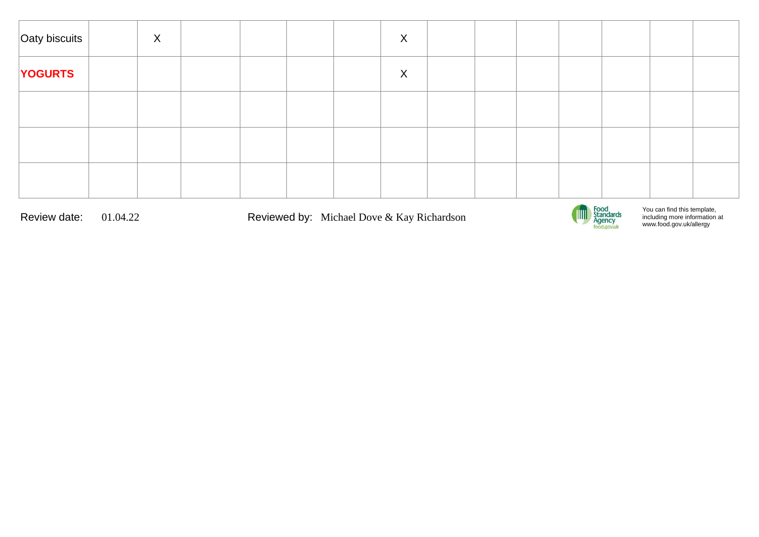| | | | | | | | | | | | | | | |
|---|---|---|---|---|---|---|---|---|---|---|---|---|---|---|
| Oaty biscuits | | X | | | | | X | | | | | | | |
| **YOGURTS** | | | | | | | X | | | | | | | |
| | | | | | | | | | | | | | | |
| | | | | | | | | | | | | | | |
| | | | | | | | | | | | | | | |

Review date: 01.04.22

Reviewed by: Michael Dove & Kay Richardson

Food Standards Agency food.gov.uk

You can find this template, including more information at www.food.gov.uk/allergy